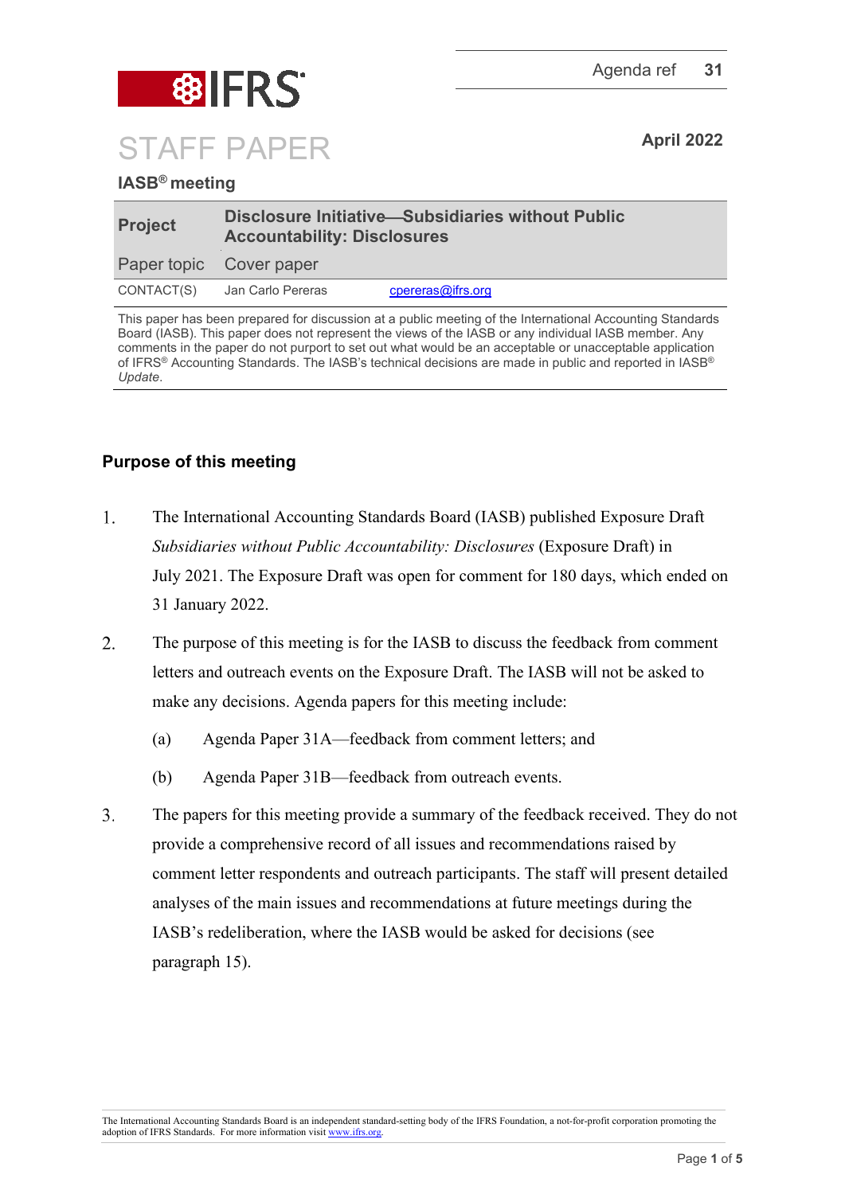Agenda ref 31

# STAFF PAPER

April 2022

**IASB® meeting**

| | | |
|---|---|---|
| **Project** | **Disclosure Initiative—Subsidiaries without Public Accountability: Disclosures** | |
| Paper topic | Cover paper | |
| CONTACT(S) | Jan Carlo Pereras | cpereras@ifrs.org |

This paper has been prepared for discussion at a public meeting of the International Accounting Standards Board (IASB). This paper does not represent the views of the IASB or any individual IASB member. Any comments in the paper do not purport to set out what would be an acceptable or unacceptable application of IFRS® Accounting Standards. The IASB's technical decisions are made in public and reported in IASB® *Update*.

## Purpose of this meeting

1. The International Accounting Standards Board (IASB) published Exposure Draft *Subsidiaries without Public Accountability: Disclosures* (Exposure Draft) in July 2021. The Exposure Draft was open for comment for 180 days, which ended on 31 January 2022.

2. The purpose of this meeting is for the IASB to discuss the feedback from comment letters and outreach events on the Exposure Draft. The IASB will not be asked to make any decisions. Agenda papers for this meeting include:
   - (a) Agenda Paper 31A—feedback from comment letters; and
   - (b) Agenda Paper 31B—feedback from outreach events.

3. The papers for this meeting provide a summary of the feedback received. They do not provide a comprehensive record of all issues and recommendations raised by comment letter respondents and outreach participants. The staff will present detailed analyses of the main issues and recommendations at future meetings during the IASB's redeliberation, where the IASB would be asked for decisions (see paragraph 15).

The International Accounting Standards Board is an independent standard-setting body of the IFRS Foundation, a not-for-profit corporation promoting the adoption of IFRS Standards. For more information visit www.ifrs.org.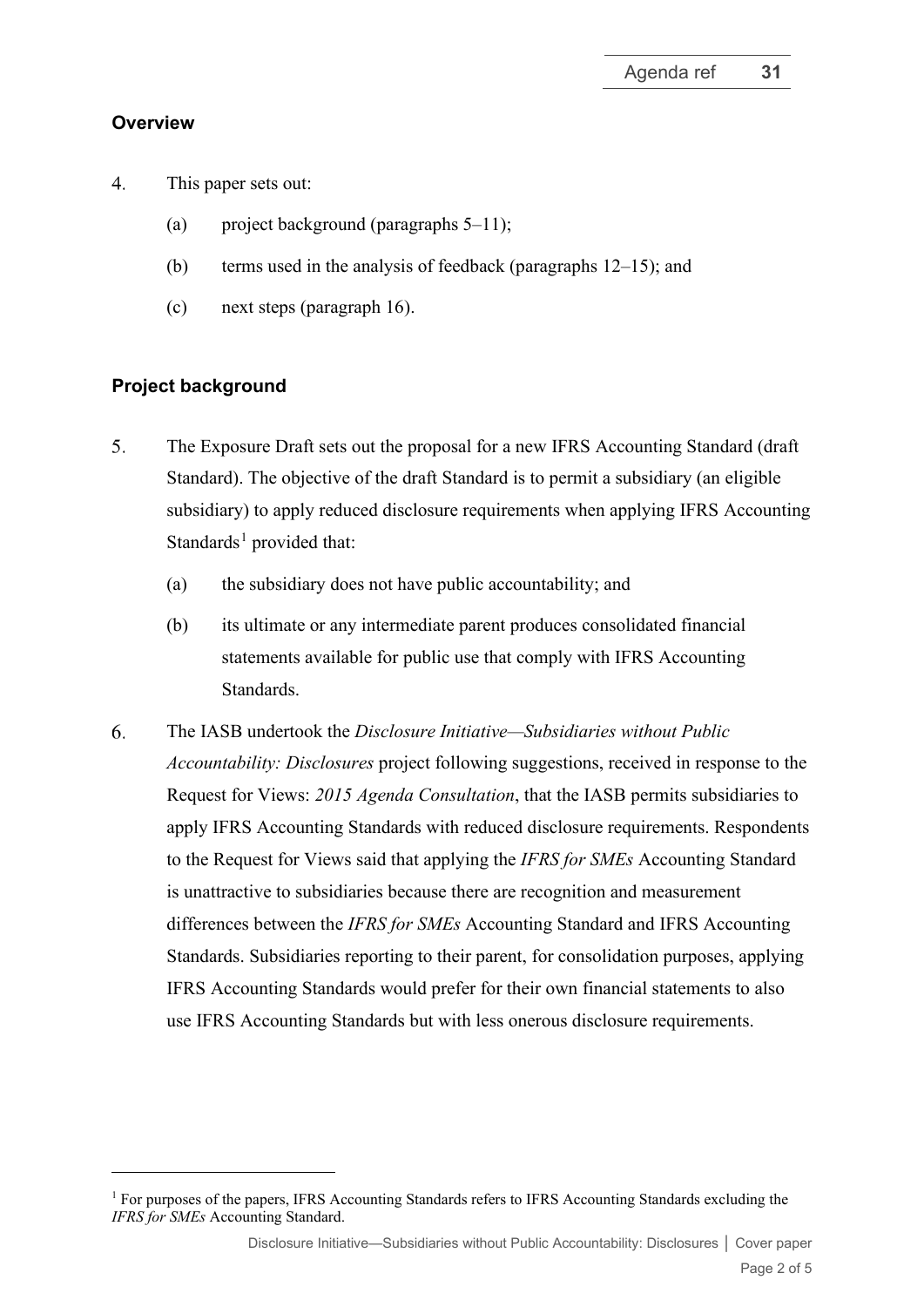## Overview

4. This paper sets out:

    (a) project background (paragraphs 5–11);

    (b) terms used in the analysis of feedback (paragraphs 12–15); and

    (c) next steps (paragraph 16).

## Project background

5. The Exposure Draft sets out the proposal for a new IFRS Accounting Standard (draft Standard). The objective of the draft Standard is to permit a subsidiary (an eligible subsidiary) to apply reduced disclosure requirements when applying IFRS Accounting Standards[1] provided that:

    (a) the subsidiary does not have public accountability; and

    (b) its ultimate or any intermediate parent produces consolidated financial statements available for public use that comply with IFRS Accounting Standards.

6. The IASB undertook the *Disclosure Initiative—Subsidiaries without Public Accountability: Disclosures* project following suggestions, received in response to the Request for Views: *2015 Agenda Consultation*, that the IASB permits subsidiaries to apply IFRS Accounting Standards with reduced disclosure requirements. Respondents to the Request for Views said that applying the *IFRS for SMEs* Accounting Standard is unattractive to subsidiaries because there are recognition and measurement differences between the *IFRS for SMEs* Accounting Standard and IFRS Accounting Standards. Subsidiaries reporting to their parent, for consolidation purposes, applying IFRS Accounting Standards would prefer for their own financial statements to also use IFRS Accounting Standards but with less onerous disclosure requirements.

[1] For purposes of the papers, IFRS Accounting Standards refers to IFRS Accounting Standards excluding the *IFRS for SMEs* Accounting Standard.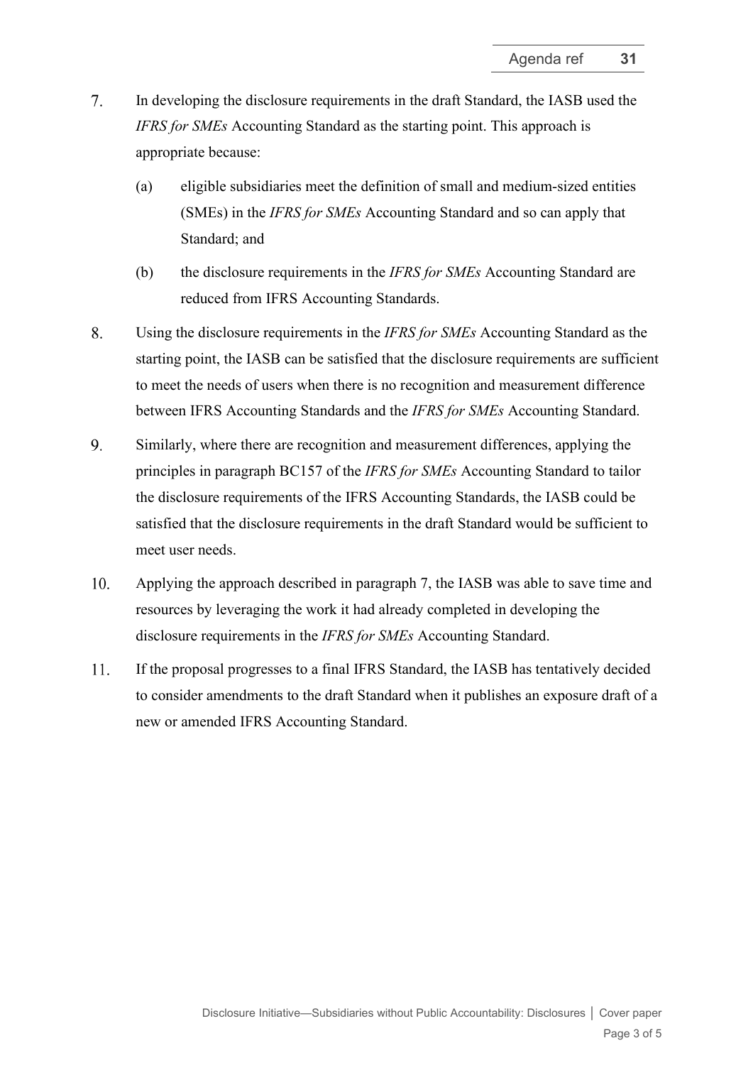7. In developing the disclosure requirements in the draft Standard, the IASB used the *IFRS for SMEs* Accounting Standard as the starting point. This approach is appropriate because:

   (a) eligible subsidiaries meet the definition of small and medium-sized entities (SMEs) in the *IFRS for SMEs* Accounting Standard and so can apply that Standard; and

   (b) the disclosure requirements in the *IFRS for SMEs* Accounting Standard are reduced from IFRS Accounting Standards.

8. Using the disclosure requirements in the *IFRS for SMEs* Accounting Standard as the starting point, the IASB can be satisfied that the disclosure requirements are sufficient to meet the needs of users when there is no recognition and measurement difference between IFRS Accounting Standards and the *IFRS for SMEs* Accounting Standard.

9. Similarly, where there are recognition and measurement differences, applying the principles in paragraph BC157 of the *IFRS for SMEs* Accounting Standard to tailor the disclosure requirements of the IFRS Accounting Standards, the IASB could be satisfied that the disclosure requirements in the draft Standard would be sufficient to meet user needs.

10. Applying the approach described in paragraph 7, the IASB was able to save time and resources by leveraging the work it had already completed in developing the disclosure requirements in the *IFRS for SMEs* Accounting Standard.

11. If the proposal progresses to a final IFRS Standard, the IASB has tentatively decided to consider amendments to the draft Standard when it publishes an exposure draft of a new or amended IFRS Accounting Standard.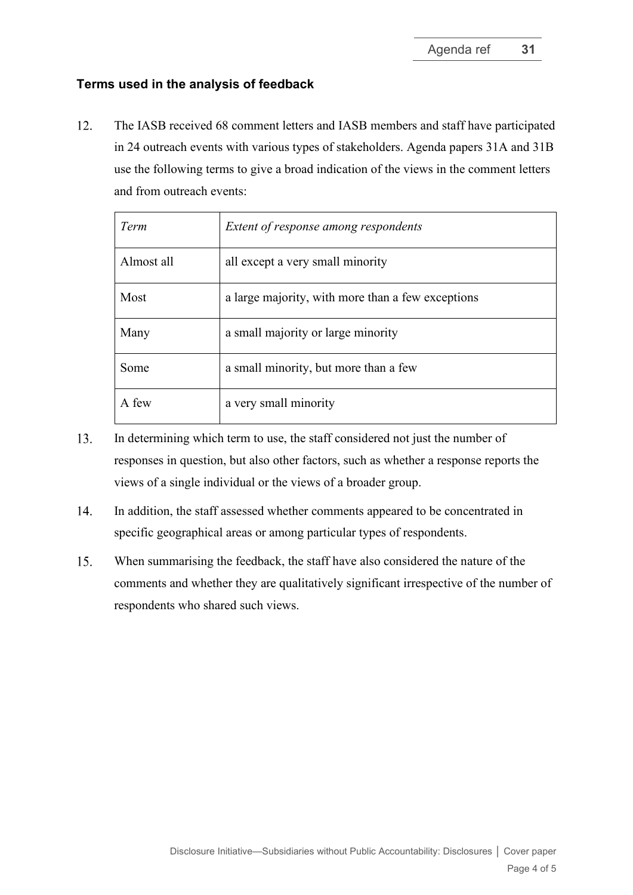## Terms used in the analysis of feedback

12. The IASB received 68 comment letters and IASB members and staff have participated in 24 outreach events with various types of stakeholders. Agenda papers 31A and 31B use the following terms to give a broad indication of the views in the comment letters and from outreach events:

| *Term* | *Extent of response among respondents* |
|---|---|
| Almost all | all except a very small minority |
| Most | a large majority, with more than a few exceptions |
| Many | a small majority or large minority |
| Some | a small minority, but more than a few |
| A few | a very small minority |

13. In determining which term to use, the staff considered not just the number of responses in question, but also other factors, such as whether a response reports the views of a single individual or the views of a broader group.

14. In addition, the staff assessed whether comments appeared to be concentrated in specific geographical areas or among particular types of respondents.

15. When summarising the feedback, the staff have also considered the nature of the comments and whether they are qualitatively significant irrespective of the number of respondents who shared such views.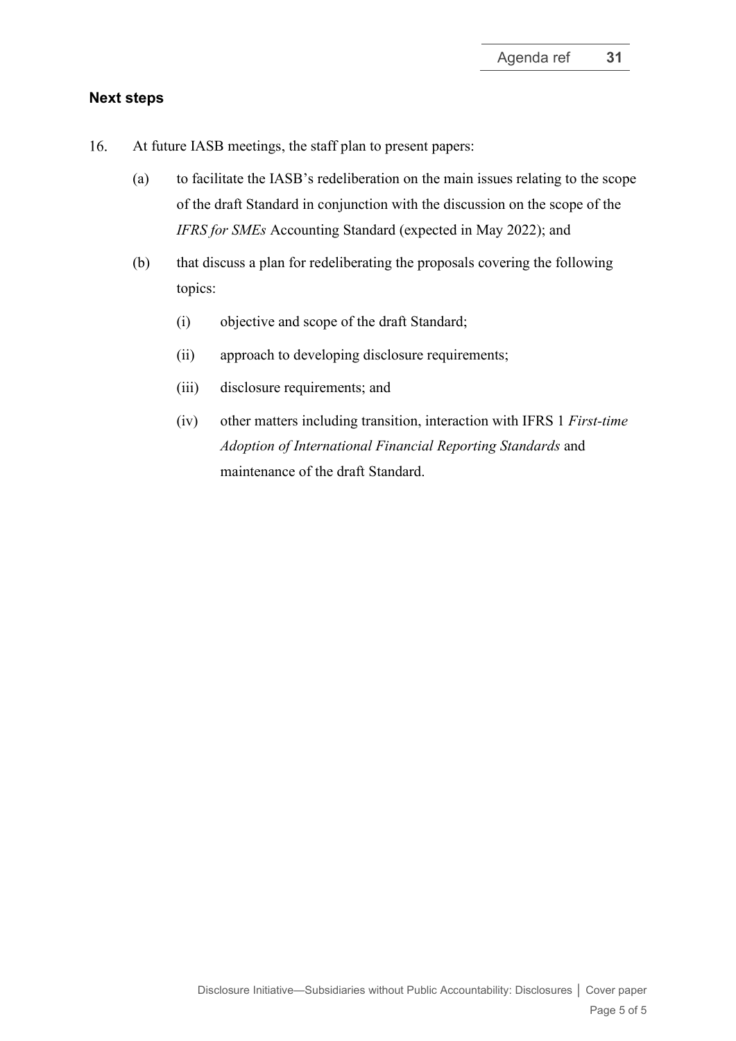## Next steps

16. At future IASB meetings, the staff plan to present papers:

    (a) to facilitate the IASB's redeliberation on the main issues relating to the scope of the draft Standard in conjunction with the discussion on the scope of the *IFRS for SMEs* Accounting Standard (expected in May 2022); and

    (b) that discuss a plan for redeliberating the proposals covering the following topics:

        (i) objective and scope of the draft Standard;

        (ii) approach to developing disclosure requirements;

        (iii) disclosure requirements; and

        (iv) other matters including transition, interaction with IFRS 1 *First-time Adoption of International Financial Reporting Standards* and maintenance of the draft Standard.